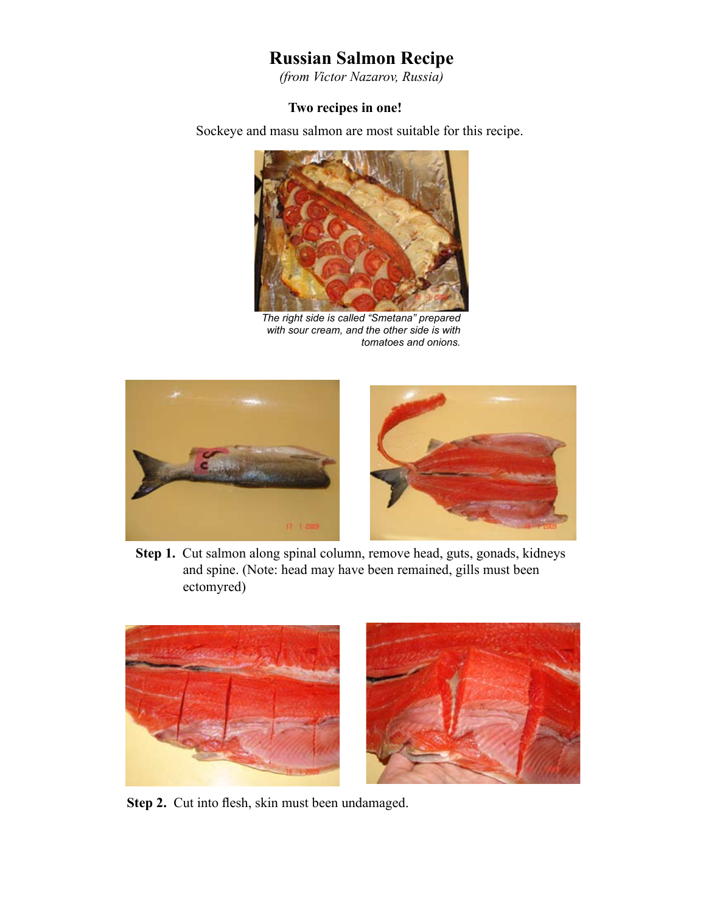# Russian Salmon Recipe

*(from Victor Nazarov, Russia)*

**Two recipes in one!**

Sockeye and masu salmon are most suitable for this recipe.

*The right side is called "Smetana" prepared with sour cream, and the other side is with tomatoes and onions.*

**Step 1.** Cut salmon along spinal column, remove head, guts, gonads, kidneys and spine. (Note: head may have been remained, gills must been ectomyred)

**Step 2.** Cut into flesh, skin must been undamaged.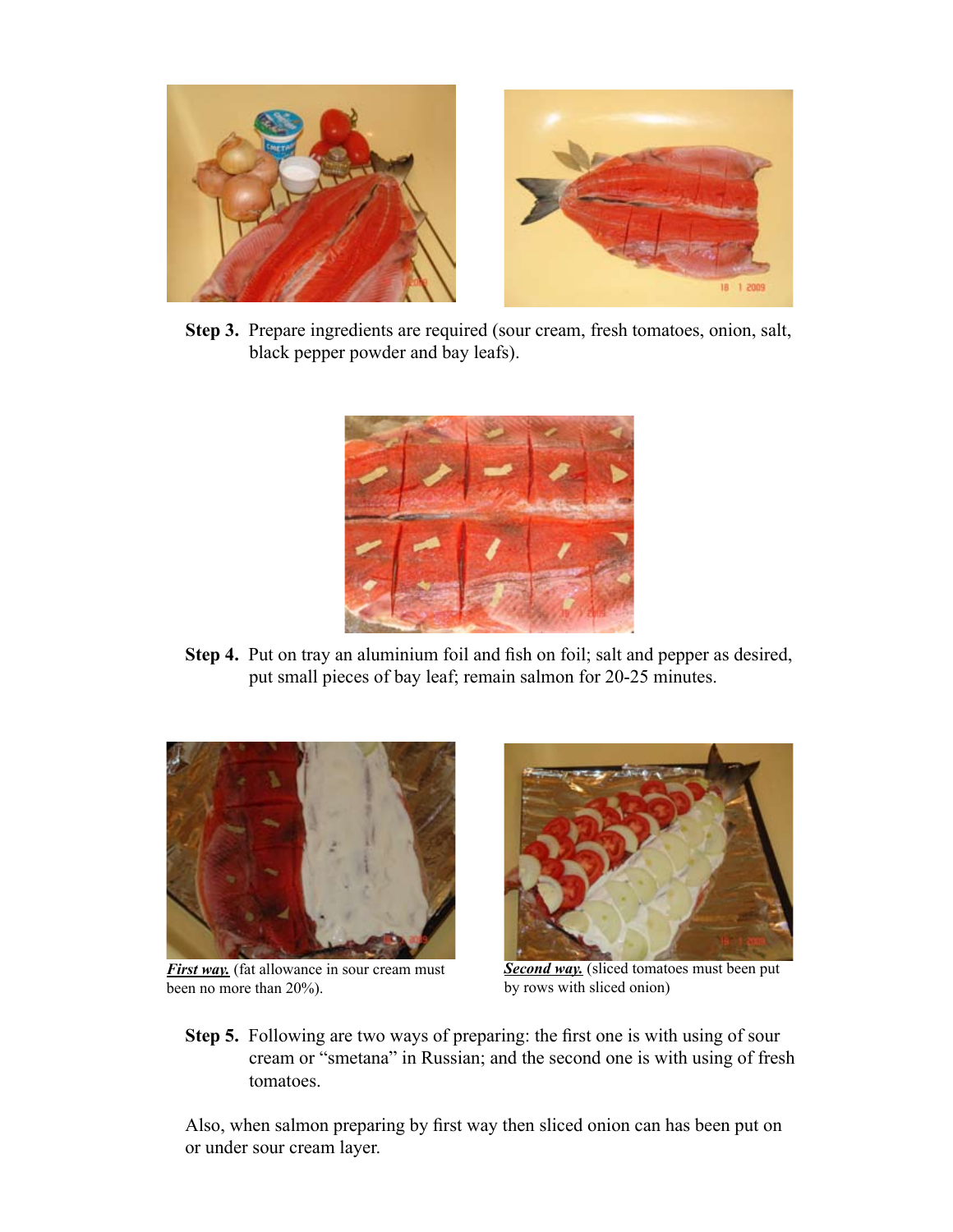**Step 3.** Prepare ingredients are required (sour cream, fresh tomatoes, onion, salt, black pepper powder and bay leafs).

**Step 4.** Put on tray an aluminium foil and fish on foil; salt and pepper as desired, put small pieces of bay leaf; remain salmon for 20-25 minutes.

***First way.*** (fat allowance in sour cream must been no more than 20%).

***Second way.*** (sliced tomatoes must been put by rows with sliced onion)

**Step 5.** Following are two ways of preparing: the first one is with using of sour cream or "smetana" in Russian; and the second one is with using of fresh tomatoes.

Also, when salmon preparing by first way then sliced onion can has been put on or under sour cream layer.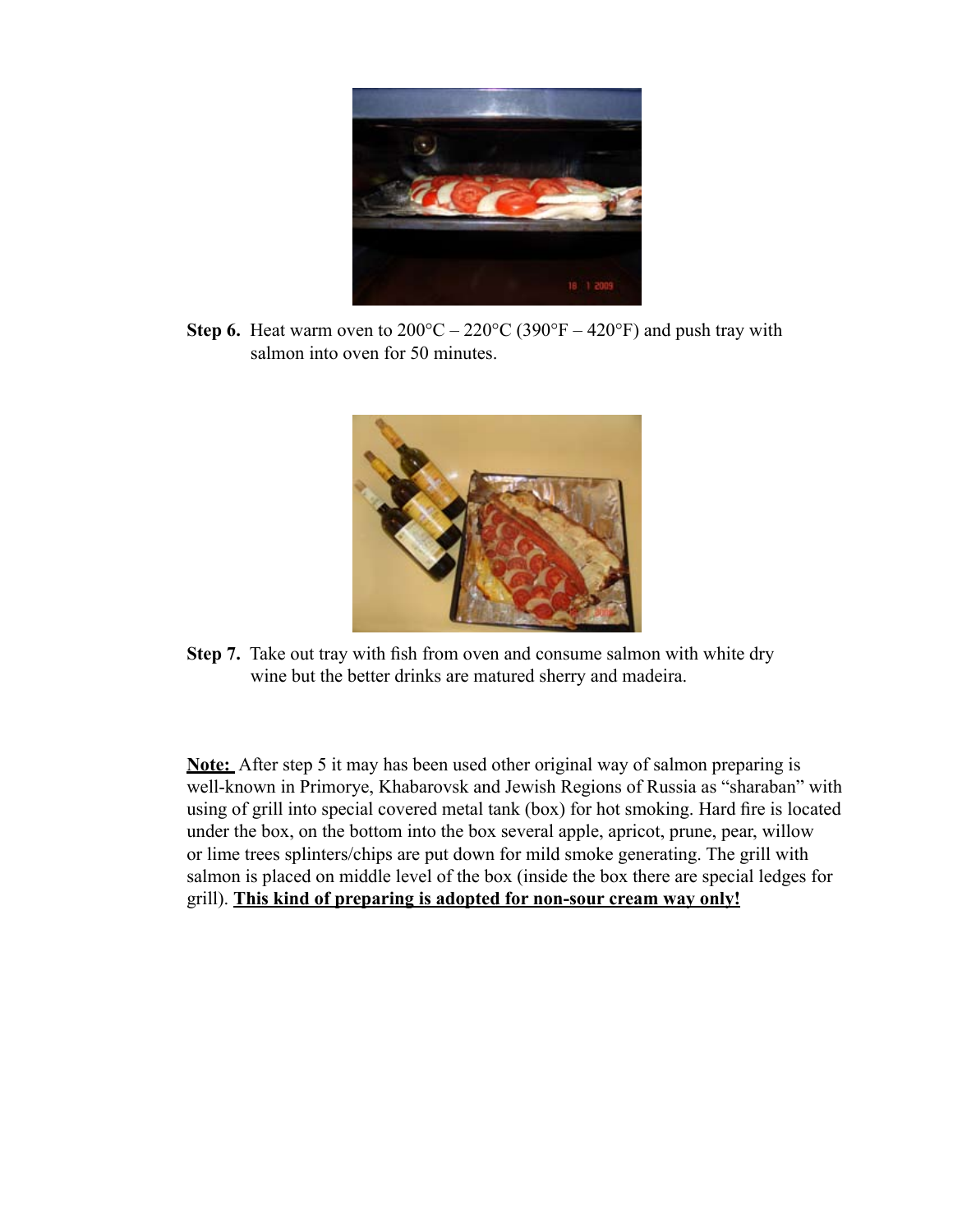**Step 6.** Heat warm oven to 200°C – 220°C (390°F – 420°F) and push tray with salmon into oven for 50 minutes.

**Step 7.** Take out tray with fish from oven and consume salmon with white dry wine but the better drinks are matured sherry and madeira.

**Note:** After step 5 it may has been used other original way of salmon preparing is well-known in Primorye, Khabarovsk and Jewish Regions of Russia as "sharaban" with using of grill into special covered metal tank (box) for hot smoking. Hard fire is located under the box, on the bottom into the box several apple, apricot, prune, pear, willow or lime trees splinters/chips are put down for mild smoke generating. The grill with salmon is placed on middle level of the box (inside the box there are special ledges for grill). **This kind of preparing is adopted for non-sour cream way only!**